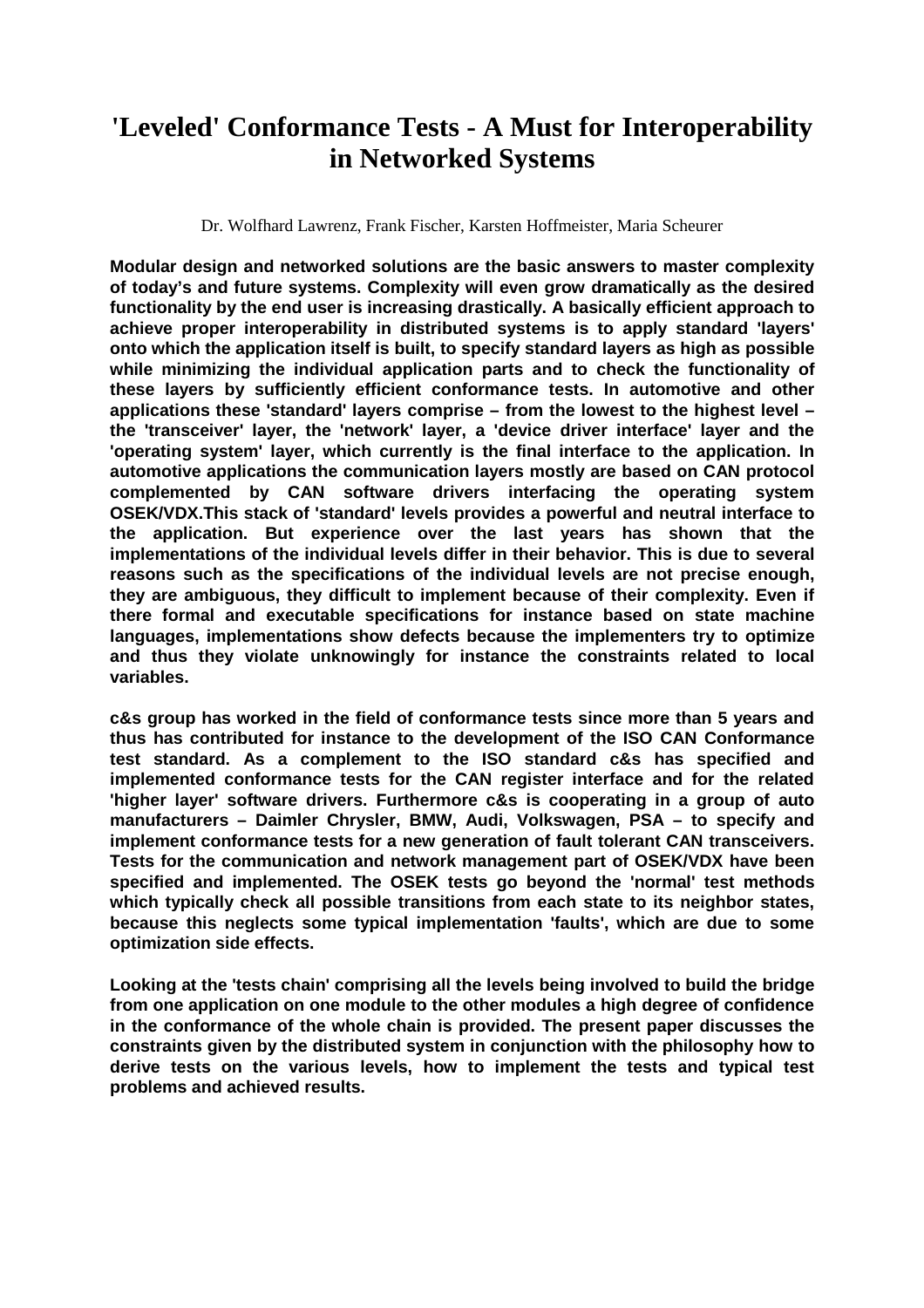# 'Leveled' Conformance Tests - A Must for Interoperability in Networked Systems

Dr. Wolfhard Lawrenz, Frank Fischer, Karsten Hoffmeister, Maria Scheurer

**Modular design and networked solutions are the basic answers to master complexity of today's and future systems. Complexity will even grow dramatically as the desired functionality by the end user is increasing drastically. A basically efficient approach to achieve proper interoperability in distributed systems is to apply standard 'layers' onto which the application itself is built, to specify standard layers as high as possible while minimizing the individual application parts and to check the functionality of these layers by sufficiently efficient conformance tests. In automotive and other applications these 'standard' layers comprise – from the lowest to the highest level – the 'transceiver' layer, the 'network' layer, a 'device driver interface' layer and the 'operating system' layer, which currently is the final interface to the application. In automotive applications the communication layers mostly are based on CAN protocol complemented by CAN software drivers interfacing the operating system OSEK/VDX.This stack of 'standard' levels provides a powerful and neutral interface to the application. But experience over the last years has shown that the implementations of the individual levels differ in their behavior. This is due to several reasons such as the specifications of the individual levels are not precise enough, they are ambiguous, they difficult to implement because of their complexity. Even if there formal and executable specifications for instance based on state machine languages, implementations show defects because the implementers try to optimize and thus they violate unknowingly for instance the constraints related to local variables.**

**c&s group has worked in the field of conformance tests since more than 5 years and thus has contributed for instance to the development of the ISO CAN Conformance test standard. As a complement to the ISO standard c&s has specified and implemented conformance tests for the CAN register interface and for the related 'higher layer' software drivers. Furthermore c&s is cooperating in a group of auto manufacturers – Daimler Chrysler, BMW, Audi, Volkswagen, PSA – to specify and implement conformance tests for a new generation of fault tolerant CAN transceivers. Tests for the communication and network management part of OSEK/VDX have been specified and implemented. The OSEK tests go beyond the 'normal' test methods which typically check all possible transitions from each state to its neighbor states, because this neglects some typical implementation 'faults', which are due to some optimization side effects.**

**Looking at the 'tests chain' comprising all the levels being involved to build the bridge from one application on one module to the other modules a high degree of confidence in the conformance of the whole chain is provided. The present paper discusses the constraints given by the distributed system in conjunction with the philosophy how to derive tests on the various levels, how to implement the tests and typical test problems and achieved results.**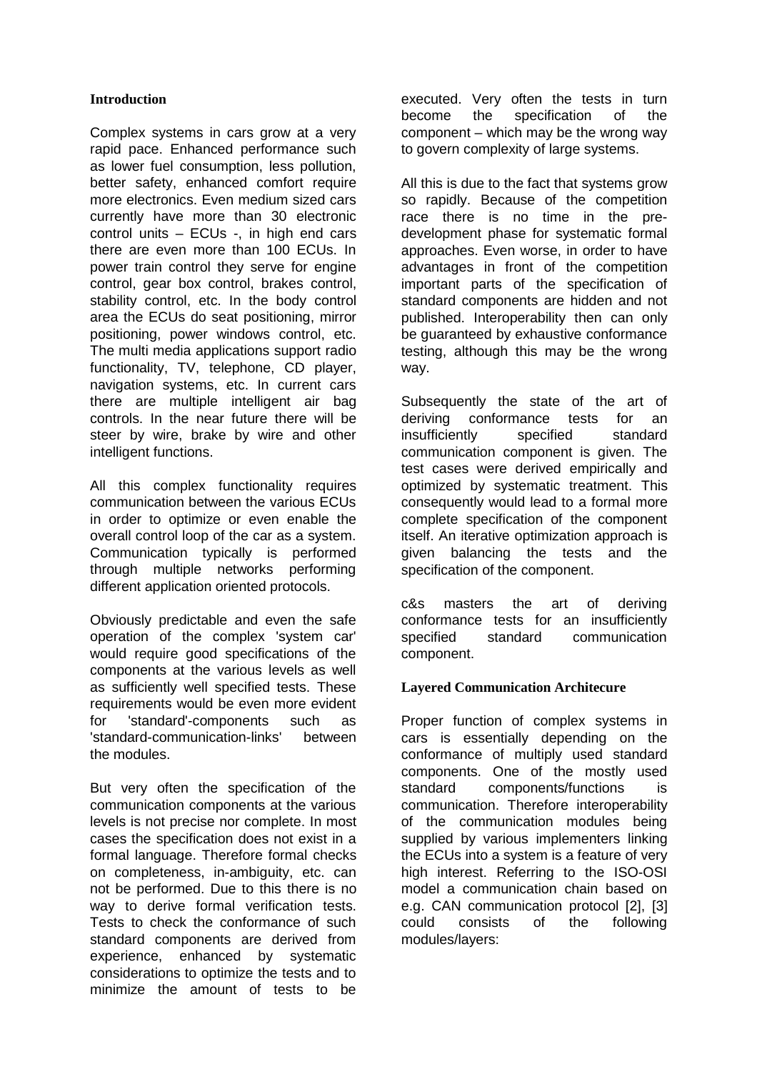## Introduction

Complex systems in cars grow at a very rapid pace. Enhanced performance such as lower fuel consumption, less pollution, better safety, enhanced comfort require more electronics. Even medium sized cars currently have more than 30 electronic control units – ECUs -, in high end cars there are even more than 100 ECUs. In power train control they serve for engine control, gear box control, brakes control, stability control, etc. In the body control area the ECUs do seat positioning, mirror positioning, power windows control, etc. The multi media applications support radio functionality, TV, telephone, CD player, navigation systems, etc. In current cars there are multiple intelligent air bag controls. In the near future there will be steer by wire, brake by wire and other intelligent functions.

All this complex functionality requires communication between the various ECUs in order to optimize or even enable the overall control loop of the car as a system. Communication typically is performed through multiple networks performing different application oriented protocols.

Obviously predictable and even the safe operation of the complex 'system car' would require good specifications of the components at the various levels as well as sufficiently well specified tests. These requirements would be even more evident for 'standard'-components such as 'standard-communication-links' between the modules.

But very often the specification of the communication components at the various levels is not precise nor complete. In most cases the specification does not exist in a formal language. Therefore formal checks on completeness, in-ambiguity, etc. can not be performed. Due to this there is no way to derive formal verification tests. Tests to check the conformance of such standard components are derived from experience, enhanced by systematic considerations to optimize the tests and to minimize the amount of tests to be executed. Very often the tests in turn become the specification of the component – which may be the wrong way to govern complexity of large systems.

All this is due to the fact that systems grow so rapidly. Because of the competition race there is no time in the pre-development phase for systematic formal approaches. Even worse, in order to have advantages in front of the competition important parts of the specification of standard components are hidden and not published. Interoperability then can only be guaranteed by exhaustive conformance testing, although this may be the wrong way.

Subsequently the state of the art of deriving conformance tests for an insufficiently specified standard communication component is given. The test cases were derived empirically and optimized by systematic treatment. This consequently would lead to a formal more complete specification of the component itself. An iterative optimization approach is given balancing the tests and the specification of the component.

c&s masters the art of deriving conformance tests for an insufficiently specified standard communication component.

## Layered Communication Architecure

Proper function of complex systems in cars is essentially depending on the conformance of multiply used standard components. One of the mostly used standard components/functions is communication. Therefore interoperability of the communication modules being supplied by various implementers linking the ECUs into a system is a feature of very high interest. Referring to the ISO-OSI model a communication chain based on e.g. CAN communication protocol [2], [3] could consists of the following modules/layers: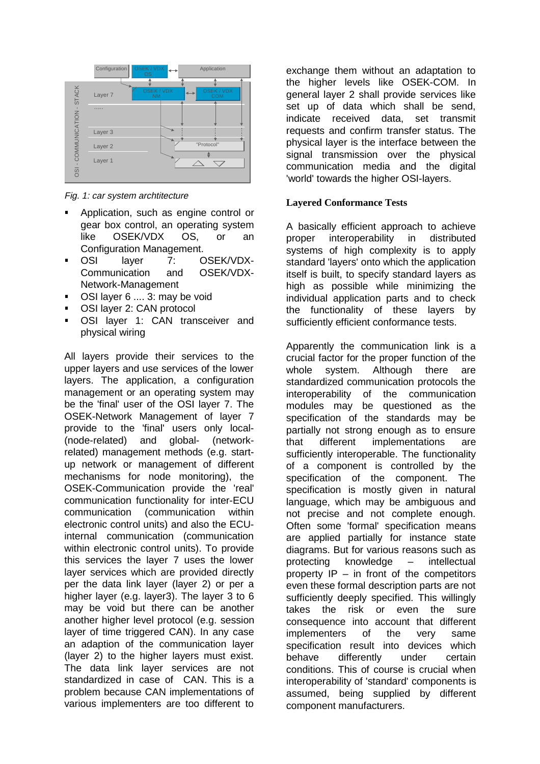*Fig. 1: car system archtitecture*

- Application, such as engine control or gear box control, an operating system like OSEK/VDX OS, or an Configuration Management.
- OSI layer 7: OSEK/VDX-Communication and OSEK/VDX-Network-Management
- OSI layer 6 .... 3: may be void
- OSI layer 2: CAN protocol
- OSI layer 1: CAN transceiver and physical wiring

All layers provide their services to the upper layers and use services of the lower layers. The application, a configuration management or an operating system may be the 'final' user of the OSI layer 7. The OSEK-Network Management of layer 7 provide to the 'final' users only local-(node-related) and global- (network-related) management methods (e.g. start-up network or management of different mechanisms for node monitoring), the OSEK-Communication provide the 'real' communication functionality for inter-ECU communication (communication within electronic control units) and also the ECU-internal communication (communication within electronic control units). To provide this services the layer 7 uses the lower layer services which are provided directly per the data link layer (layer 2) or per a higher layer (e.g. layer3). The layer 3 to 6 may be void but there can be another another higher level protocol (e.g. session layer of time triggered CAN). In any case an adaption of the communication layer (layer 2) to the higher layers must exist. The data link layer services are not standardized in case of CAN. This is a problem because CAN implementations of various implementers are too different to exchange them without an adaptation to the higher levels like OSEK-COM. In general layer 2 shall provide services like set up of data which shall be send, indicate received data, set transmit requests and confirm transfer status. The physical layer is the interface between the signal transmission over the physical communication media and the digital 'world' towards the higher OSI-layers.

## Layered Conformance Tests

A basically efficient approach to achieve proper interoperability in distributed systems of high complexity is to apply standard 'layers' onto which the application itself is built, to specify standard layers as high as possible while minimizing the individual application parts and to check the functionality of these layers by sufficiently efficient conformance tests.

Apparently the communication link is a crucial factor for the proper function of the whole system. Although there are standardized communication protocols the interoperability of the communication modules may be questioned as the specification of the standards may be partially not strong enough as to ensure that different implementations are sufficiently interoperable. The functionality of a component is controlled by the specification of the component. The specification is mostly given in natural language, which may be ambiguous and not precise and not complete enough. Often some 'formal' specification means are applied partially for instance state diagrams. But for various reasons such as protecting knowledge – intellectual property IP – in front of the competitors even these formal description parts are not sufficiently deeply specified. This willingly takes the risk or even the sure consequence into account that different implementers of the very same specification result into devices which behave differently under certain conditions. This of course is crucial when interoperability of 'standard' components is assumed, being supplied by different component manufacturers.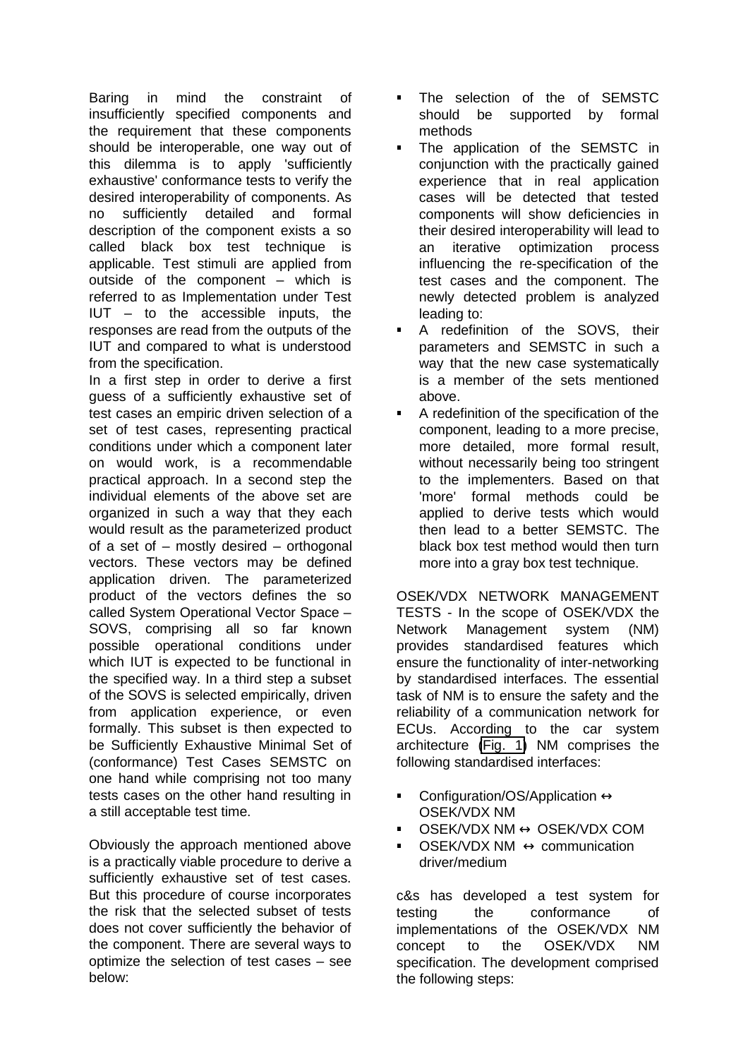Baring in mind the constraint of insufficiently specified components and the requirement that these components should be interoperable, one way out of this dilemma is to apply 'sufficiently exhaustive' conformance tests to verify the desired interoperability of components. As no sufficiently detailed and formal description of the component exists a so called black box test technique is applicable. Test stimuli are applied from outside of the component – which is referred to as Implementation under Test IUT – to the accessible inputs, the responses are read from the outputs of the IUT and compared to what is understood from the specification.

In a first step in order to derive a first guess of a sufficiently exhaustive set of test cases an empiric driven selection of a set of test cases, representing practical conditions under which a component later on would work, is a recommendable practical approach. In a second step the individual elements of the above set are organized in such a way that they each would result as the parameterized product of a set of – mostly desired – orthogonal vectors. These vectors may be defined application driven. The parameterized product of the vectors defines the so called System Operational Vector Space – SOVS, comprising all so far known possible operational conditions under which IUT is expected to be functional in the specified way. In a third step a subset of the SOVS is selected empirically, driven from application experience, or even formally. This subset is then expected to be Sufficiently Exhaustive Minimal Set of (conformance) Test Cases SEMSTC on one hand while comprising not too many tests cases on the other hand resulting in a still acceptable test time.

Obviously the approach mentioned above is a practically viable procedure to derive a sufficiently exhaustive set of test cases. But this procedure of course incorporates the risk that the selected subset of tests does not cover sufficiently the behavior of the component. There are several ways to optimize the selection of test cases – see below:

- The selection of the of SEMSTC should be supported by formal methods
- The application of the SEMSTC in conjunction with the practically gained experience that in real application cases will be detected that tested components will show deficiencies in their desired interoperability will lead to an iterative optimization process influencing the re-specification of the test cases and the component. The newly detected problem is analyzed leading to:
- A redefinition of the SOVS, their parameters and SEMSTC in such a way that the new case systematically is a member of the sets mentioned above.
- A redefinition of the specification of the component, leading to a more precise, more detailed, more formal result, without necessarily being too stringent to the implementers. Based on that 'more' formal methods could be applied to derive tests which would then lead to a better SEMSTC. The black box test method would then turn more into a gray box test technique.

OSEK/VDX NETWORK MANAGEMENT TESTS - In the scope of OSEK/VDX the Network Management system (NM) provides standardised features which ensure the functionality of inter-networking by standardised interfaces. The essential task of NM is to ensure the safety and the reliability of a communication network for ECUs. According to the car system architecture (Fig. 1) NM comprises the following standardised interfaces:

- Configuration/OS/Application ↔ OSEK/VDX NM
- OSEK/VDX NM ↔ OSEK/VDX COM
- OSEK/VDX NM ↔ communication driver/medium

c&s has developed a test system for testing the conformance of implementations of the OSEK/VDX NM concept to the OSEK/VDX NM specification. The development comprised the following steps: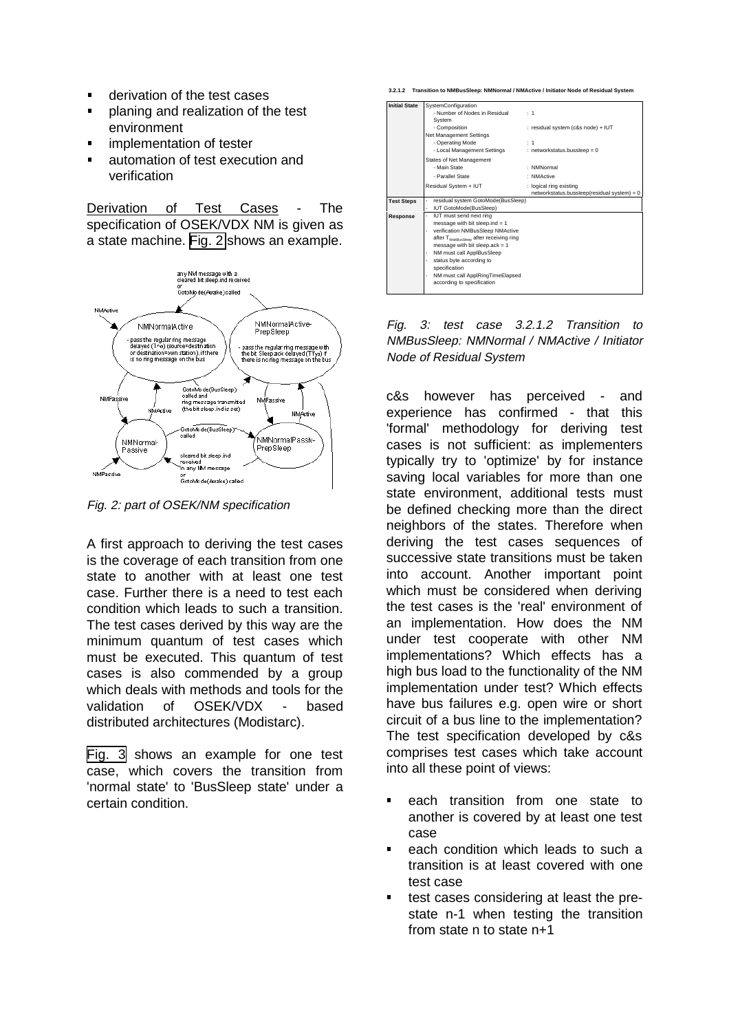- derivation of the test cases
- planing and realization of the test environment
- implementation of tester
- automation of test execution and verification

Derivation of Test Cases - The specification of OSEK/VDX NM is given as a state machine. Fig. 2 shows an example.

Fig. 2: part of OSEK/NM specification

A first approach to deriving the test cases is the coverage of each transition from one state to another with at least one test case. Further there is a need to test each condition which leads to such a transition. The test cases derived by this way are the minimum quantum of test cases which must be executed. This quantum of test cases is also commended by a group which deals with methods and tools for the validation of OSEK/VDX - based distributed architectures (Modistarc).

Fig. 3 shows an example for one test case, which covers the transition from 'normal state' to 'BusSleep state' under a certain condition.

**3.2.1.2 Transition to NMBusSleep: NMNormal / NMActive / Initiator Node of Residual System**

| | | |
|---|---|---|
| **Initial State** | SystemConfiguration | |
| | - Number of Nodes in Residual System | : 1 |
| | - Composition | : residual system (c&s node) + IUT |
| | Net Management Settings | |
| | - Operating Mode | : 1 |
| | - Local Management Settings | : networkstatus.bussleep = 0 |
| | States of Net Management | |
| | - Main State | : NMNormal |
| | - Parallel State | : NMActive |
| | Residual System + IUT | : logical ring existing networkstatus.bussleep(residual system) = 0 |
| **Test Steps** | - residual system GotoMode(BusSleep)<br>- IUT GotoMode(BusSleep) | |
| **Response** | - IUT must send next ring message with bit sleep.ind = 1<br>- verification NMBusSleep NMActive after $T_{WaitBusSleep}$ after receiving ring message with bit sleep.ack = 1<br>- NM must call ApplBusSleep<br>- status byte according to specification<br>- NM must call ApplRingTimeElapsed according to specification | |

*Fig. 3: test case 3.2.1.2 Transition to NMBusSleep: NMNormal / NMActive / Initiator Node of Residual System*

c&s however has perceived - and experience has confirmed - that this 'formal' methodology for deriving test cases is not sufficient: as implementers typically try to 'optimize' by for instance saving local variables for more than one state environment, additional tests must be defined checking more than the direct neighbors of the states. Therefore when deriving the test cases sequences of successive state transitions must be taken into account. Another important point which must be considered when deriving the test cases is the 'real' environment of an implementation. How does the NM under test cooperate with other NM implementations? Which effects has a high bus load to the functionality of the NM implementation under test? Which effects have bus failures e.g. open wire or short circuit of a bus line to the implementation? The test specification developed by c&s comprises test cases which take account into all these point of views:

- each transition from one state to another is covered by at least one test case
- each condition which leads to such a transition is at least covered with one test case
- test cases considering at least the pre-state n-1 when testing the transition from state n to state n+1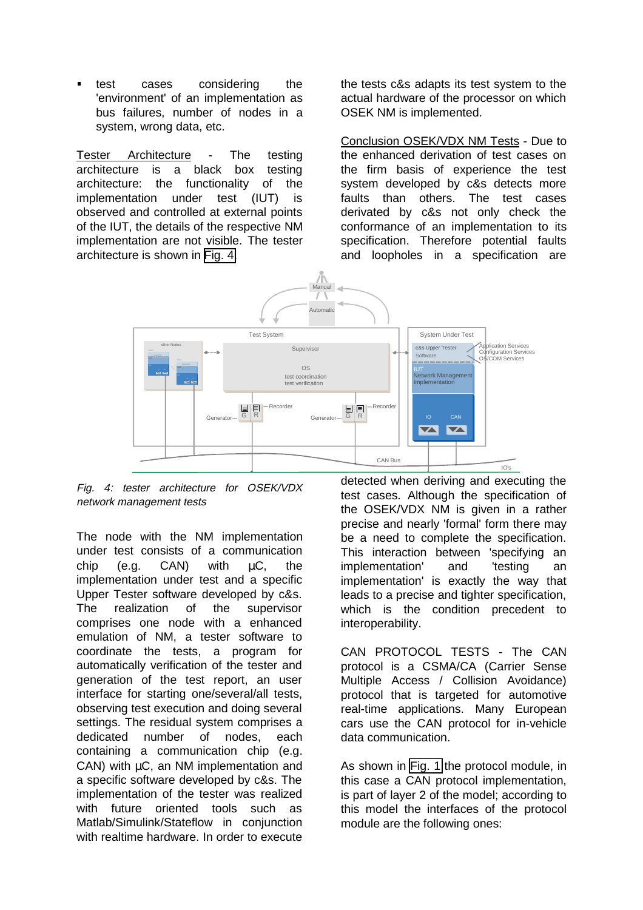- test cases considering the 'environment' of an implementation as bus failures, number of nodes in a system, wrong data, etc.

Tester Architecture - The testing architecture is a black box testing architecture: the functionality of the implementation under test (IUT) is observed and controlled at external points of the IUT, the details of the respective NM implementation are not visible. The tester architecture is shown in Fig. 4

*Fig. 4: tester architecture for OSEK/VDX network management tests*

The node with the NM implementation under test consists of a communication chip (e.g. CAN) with µC, the implementation under test and a specific Upper Tester software developed by c&s. The realization of the supervisor comprises one node with a enhanced emulation of NM, a tester software to coordinate the tests, a program for automatically verification of the tester and generation of the test report, an user interface for starting one/several/all tests, observing test execution and doing several settings. The residual system comprises a dedicated number of nodes, each containing a communication chip (e.g. CAN) with µC, an NM implementation and a specific software developed by c&s. The implementation of the tester was realized with future oriented tools such as Matlab/Simulink/Stateflow in conjunction with realtime hardware. In order to execute the tests c&s adapts its test system to the actual hardware of the processor on which OSEK NM is implemented.

Conclusion OSEK/VDX NM Tests - Due to the enhanced derivation of test cases on the firm basis of experience the test system developed by c&s detects more faults than others. The test cases derivated by c&s not only check the conformance of an implementation to its specification. Therefore potential faults and loopholes in a specification are detected when deriving and executing the test cases. Although the specification of the OSEK/VDX NM is given in a rather precise and nearly 'formal' form there may be a need to complete the specification. This interaction between 'specifying an implementation' and 'testing an implementation' is exactly the way that leads to a precise and tighter specification, which is the condition precedent to interoperability.

CAN PROTOCOL TESTS - The CAN protocol is a CSMA/CA (Carrier Sense Multiple Access / Collision Avoidance) protocol that is targeted for automotive real-time applications. Many European cars use the CAN protocol for in-vehicle data communication.

As shown in Fig. 1 the protocol module, in this case a CAN protocol implementation, is part of layer 2 of the model; according to this model the interfaces of the protocol module are the following ones: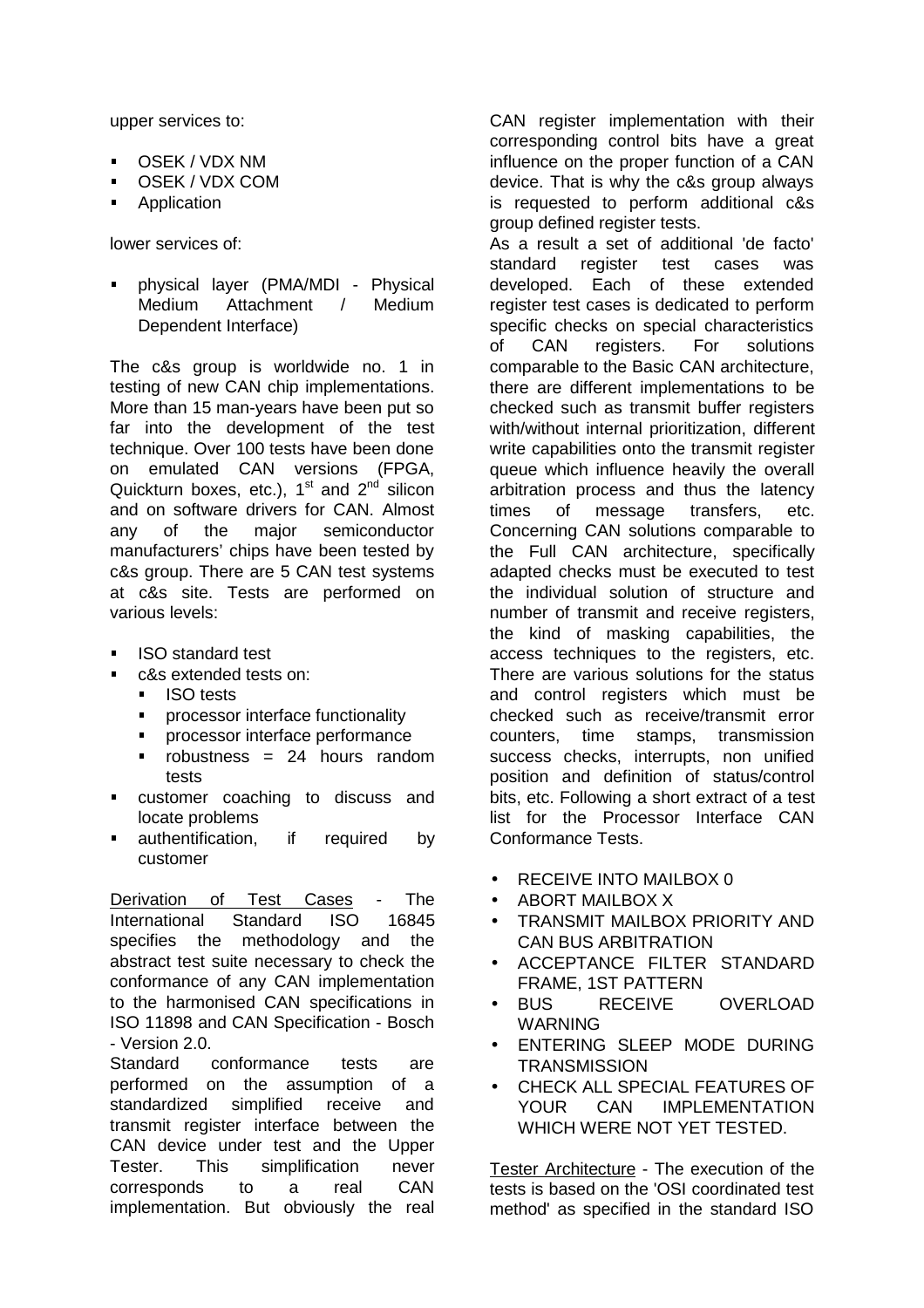upper services to:

- OSEK / VDX NM
- OSEK / VDX COM
- Application

lower services of:

- physical layer (PMA/MDI - Physical Medium Attachment / Medium Dependent Interface)

The c&s group is worldwide no. 1 in testing of new CAN chip implementations. More than 15 man-years have been put so far into the development of the test technique. Over 100 tests have been done on emulated CAN versions (FPGA, Quickturn boxes, etc.), 1st and 2nd silicon and on software drivers for CAN. Almost any of the major semiconductor manufacturers' chips have been tested by c&s group. There are 5 CAN test systems at c&s site. Tests are performed on various levels:

- ISO standard test
- c&s extended tests on:
  - ISO tests
  - processor interface functionality
  - processor interface performance
  - robustness = 24 hours random tests
- customer coaching to discuss and locate problems
- authentification, if required by customer

Derivation of Test Cases - The International Standard ISO 16845 specifies the methodology and the abstract test suite necessary to check the conformance of any CAN implementation to the harmonised CAN specifications in ISO 11898 and CAN Specification - Bosch - Version 2.0.

Standard conformance tests are performed on the assumption of a standardized simplified receive and transmit register interface between the CAN device under test and the Upper Tester. This simplification never corresponds to a real CAN implementation. But obviously the real CAN register implementation with their corresponding control bits have a great influence on the proper function of a CAN device. That is why the c&s group always is requested to perform additional c&s group defined register tests.

As a result a set of additional 'de facto' standard register test cases was developed. Each of these extended register test cases is dedicated to perform specific checks on special characteristics of CAN registers. For solutions comparable to the Basic CAN architecture, there are different implementations to be checked such as transmit buffer registers with/without internal prioritization, different write capabilities onto the transmit register queue which influence heavily the overall arbitration process and thus the latency times of message transfers, etc. Concerning CAN solutions comparable to the Full CAN architecture, specifically adapted checks must be executed to test the individual solution of structure and number of transmit and receive registers, the kind of masking capabilities, the access techniques to the registers, etc. There are various solutions for the status and control registers which must be checked such as receive/transmit error counters, time stamps, transmission success checks, interrupts, non unified position and definition of status/control bits, etc. Following a short extract of a test list for the Processor Interface CAN Conformance Tests.

- RECEIVE INTO MAILBOX 0
- ABORT MAILBOX X
- TRANSMIT MAILBOX PRIORITY AND CAN BUS ARBITRATION
- ACCEPTANCE FILTER STANDARD FRAME, 1ST PATTERN
- BUS RECEIVE OVERLOAD WARNING
- ENTERING SLEEP MODE DURING TRANSMISSION
- CHECK ALL SPECIAL FEATURES OF YOUR CAN IMPLEMENTATION WHICH WERE NOT YET TESTED.

Tester Architecture - The execution of the tests is based on the 'OSI coordinated test method' as specified in the standard ISO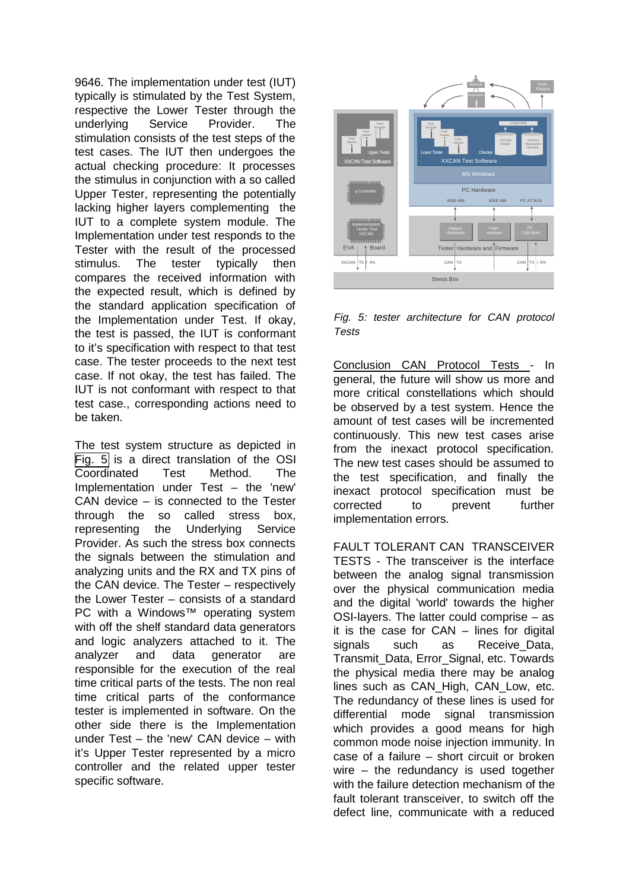9646. The implementation under test (IUT) typically is stimulated by the Test System, respective the Lower Tester through the underlying Service Provider. The stimulation consists of the test steps of the test cases. The IUT then undergoes the actual checking procedure: It processes the stimulus in conjunction with a so called Upper Tester, representing the potentially lacking higher layers complementing the IUT to a complete system module. The Implementation under test responds to the Tester with the result of the processed stimulus. The tester typically then compares the received information with the expected result, which is defined by the standard application specification of the Implementation under Test. If okay, the test is passed, the IUT is conformant to it's specification with respect to that test case. The tester proceeds to the next test case. If not okay, the test has failed. The IUT is not conformant with respect to that test case., corresponding actions need to be taken.

The test system structure as depicted in Fig. 5 is a direct translation of the OSI Coordinated Test Method. The Implementation under Test – the 'new' CAN device – is connected to the Tester through the so called stress box, representing the Underlying Service Provider. As such the stress box connects the signals between the stimulation and analyzing units and the RX and TX pins of the CAN device. The Tester – respectively the Lower Tester – consists of a standard PC with a Windows™ operating system with off the shelf standard data generators and logic analyzers attached to it. The analyzer and data generator are responsible for the execution of the real time critical parts of the tests. The non real time critical parts of the conformance tester is implemented in software. On the other side there is the Implementation under Test – the 'new' CAN device – with it's Upper Tester represented by a micro controller and the related upper tester specific software.

*Fig. 5: tester architecture for CAN protocol Tests*

Conclusion CAN Protocol Tests - In general, the future will show us more and more critical constellations which should be observed by a test system. Hence the amount of test cases will be incremented continuously. This new test cases arise from the inexact protocol specification. The new test cases should be assumed to the test specification, and finally the inexact protocol specification must be corrected to prevent further implementation errors.

FAULT TOLERANT CAN TRANSCEIVER TESTS - The transceiver is the interface between the analog signal transmission over the physical communication media and the digital 'world' towards the higher OSI-layers. The latter could comprise – as it is the case for CAN – lines for digital signals such as Receive_Data, Transmit_Data, Error_Signal, etc. Towards the physical media there may be analog lines such as CAN_High, CAN_Low, etc. The redundancy of these lines is used for differential mode signal transmission which provides a good means for high common mode noise injection immunity. In case of a failure – short circuit or broken wire – the redundancy is used together with the failure detection mechanism of the fault tolerant transceiver, to switch off the defect line, communicate with a reduced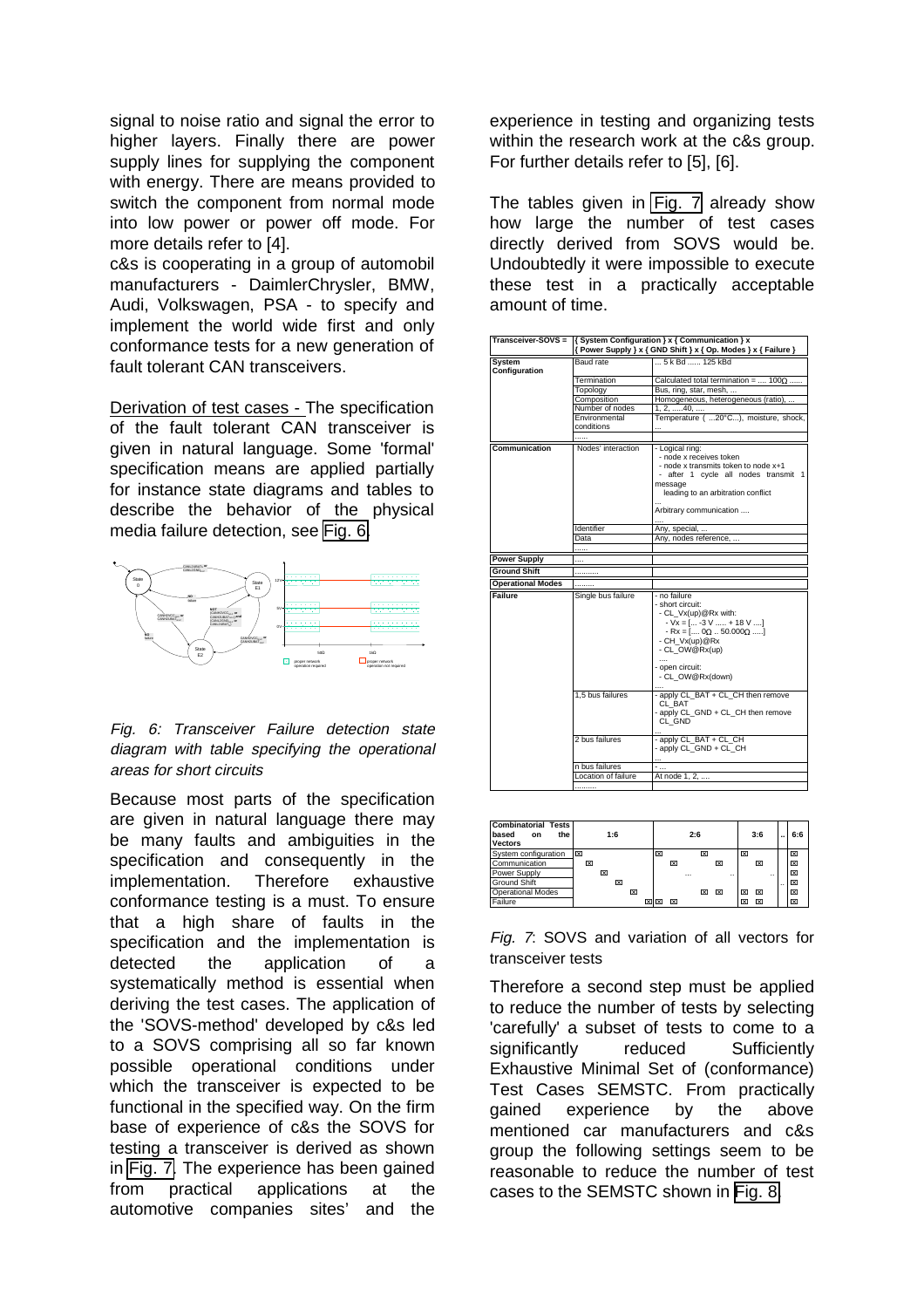signal to noise ratio and signal the error to higher layers. Finally there are power supply lines for supplying the component with energy. There are means provided to switch the component from normal mode into low power or power off mode. For more details refer to [4].

c&s is cooperating in a group of automobil manufacturers - DaimlerChrysler, BMW, Audi, Volkswagen, PSA - to specify and implement the world wide first and only conformance tests for a new generation of fault tolerant CAN transceivers.

Derivation of test cases - The specification of the fault tolerant CAN transceiver is given in natural language. Some 'formal' specification means are applied partially for instance state diagrams and tables to describe the behavior of the physical media failure detection, see Fig. 6.

*Fig. 6: Transceiver Failure detection state diagram with table specifying the operational areas for short circuits*

Because most parts of the specification are given in natural language there may be many faults and ambiguities in the specification and consequently in the implementation. Therefore exhaustive conformance testing is a must. To ensure that a high share of faults in the specification and the implementation is detected the application of a systematically method is essential when deriving the test cases. The application of the 'SOVS-method' developed by c&s led to a SOVS comprising all so far known possible operational conditions under which the transceiver is expected to be functional in the specified way. On the firm base of experience of c&s the SOVS for testing a transceiver is derived as shown in Fig. 7. The experience has been gained from practical applications at the automotive companies sites' and the experience in testing and organizing tests within the research work at the c&s group. For further details refer to [5], [6].

The tables given in Fig. 7 already show how large the number of test cases directly derived from SOVS would be. Undoubtedly it were impossible to execute these test in a practically acceptable amount of time.

| Transceiver-SOVS = | { System Configuration } x { Communication } x { Power Supply } x { GND Shift } x { Op. Modes } x { Failure } | |
|---|---|---|
| **System Configuration** | Baud rate | ... 5 k Bd ...... 125 kBd |
| | Termination | Calculated total termination = .... 100Ω ...... |
| | Topology | Bus, ring, star, mesh, ... |
| | Composition | Homogeneous, heterogeneous (ratio), ... |
| | Number of nodes | 1, 2, .....40, .... |
| | Environmental conditions | Temperature ( ...20°C...), moisture, shock, ... |
| | ...... | |
| **Communication** | Nodes' interaction | - Logical ring:<br>- node x receives token<br>- node x transmits token to node x+1<br>- after 1 cycle all nodes transmit 1 message<br>leading to an arbitration conflict<br>...<br>Arbitrary communication ....<br>.... |
| | Identifier | Any, special, ... |
| | Data | Any, nodes reference, ... |
| | ...... | |
| **Power Supply** | .... | |
| **Ground Shift** | ........... | |
| **Operational Modes** | ......... | |
| **Failure** | Single bus failure | - no failure<br>- short circuit:<br>- CL_Vx(up)@Rx with:<br>- Vx = [... -3 V ..... + 18 V ....]<br>- Rx = [.... 0Ω .. 50.000Ω .....]<br>- CH_Vx(up)@Rx<br>- CL_OW@Rx(up)<br>....<br>- open circuit:<br>- CL_OW@Rx(down)<br>.... |
| | 1,5 bus failures | - apply CL_BAT + CL_CH then remove CL_BAT<br>- apply CL_GND + CL_CH then remove CL_GND<br>... |
| | 2 bus failures | - apply CL_BAT + CL_CH<br>- apply CL_GND + CL_CH<br>... |
| | n bus failures | - ... |
| | Location of failure | At node 1, 2, .... |
| | .......... | |

| Combinatorial Tests based on the Vectors | 1:6 | | | | | | 2:6 | | | | | | 3:6 | | | .. | 6:6 |
|---|---|---|---|---|---|---|---|---|---|---|---|---|---|---|---|---|---|
| System configuration | ☒ | | | | | | ☒ | | ☒ | | | | ☒ | | | | ☒ |
| Communication | | ☒ | | | | | | ☒ | | ☒ | | | | ☒ | | | ☒ |
| Power Supply | | | ☒ | | | | | | ... | | .. | | | | .. | | ☒ |
| Ground Shift | | | | ☒ | | | | | | | | | | | | .. | ☒ |
| Operational Modes | | | | | ☒ | | | | ☒ | ☒ | | | ☒ | ☒ | | | ☒ |
| Failure | | | | | | ☒ | ☒ | ☒ | | | | | ☒ | ☒ | | | ☒ |

*Fig. 7*: SOVS and variation of all vectors for transceiver tests

Therefore a second step must be applied to reduce the number of tests by selecting 'carefully' a subset of tests to come to a significantly reduced Sufficiently Exhaustive Minimal Set of (conformance) Test Cases SEMSTC. From practically gained experience by the above mentioned car manufacturers and c&s group the following settings seem to be reasonable to reduce the number of test cases to the SEMSTC shown in Fig. 8.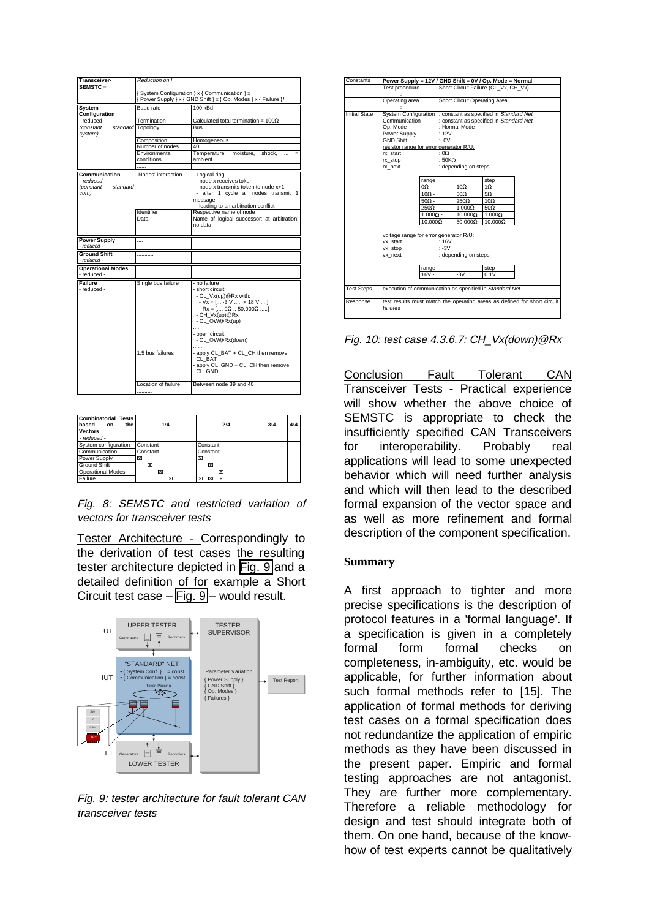| Transceiver-SEMSTC = | Reduction on [ { System Configuration } x { Communication } x { Power Supply } x { GND Shift } x { Op. Modes } x { Failure }] | |
|---|---|---|
| **System Configuration** - reduced - *(constant standard system)* | Baud rate | 100 kBd |
| | Termination | Calculated total termination = 100Ω |
| | Topology | Bus |
| | Composition | Homogeneous |
| | Number of nodes | 40 |
| | Environmental conditions | Temperature, moisture, shock, ... = ambient |
| | ...... | |
| **Communication** - reduced – *(constant standard com)* | Nodes' interaction | - Logical ring: - node x receives token - node x transmits token to node x+1 - after 1 cycle all nodes transmit 1 message leading to an arbitration conflict |
| | Identifier | Respective name of node |
| | Data | Name of logical successor; at arbitration: no data |
| | ...... | |
| **Power Supply** - reduced - | .... | |
| **Ground Shift** - reduced - | ........... | |
| **Operational Modes** - reduced - | ......... | |
| **Failure** - reduced - | Single bus failure | - no failure - short circuit: - CL_Vx(up)@Rx with: - Vx = [... -3 V ..... + 18 V ....] - Rx = [.... 0Ω .. 50.000Ω .....] - CH_Vx(up)@Rx - CL_OW@Rx(up) ... - open circuit: - CL_OW@Rx(down) ...... |
| | 1,5 bus failures | - apply CL_BAT + CL_CH then remove CL_BAT - apply CL_GND + CL_CH then remove CL_GND ... |
| | Location of failure | Between node 39 and 40 |
| | .......... | |

| **Combinatorial Tests based on the Vectors** - reduced - | 1:4 | 2:4 | 3:4 | 4:4 |
|---|---|---|---|---|
| System configuration | Constant | Constant | | |
| Communication | Constant | Constant | | |
| Power Supply | ☒ | ☒ | | |
| Ground Shift | ☒ | ☒ | | |
| Operational Modes | ☒ | ☒ | | |
| Failure | ☒ | ☒ ☒ ☒ | | |

*Fig. 8: SEMSTC and restricted variation of vectors for transceiver tests*

Tester Architecture - Correspondingly to the derivation of test cases the resulting tester architecture depicted in Fig. 9 and a detailed definition of for example a Short Circuit test case – Fig. 9 – would result.

*Fig. 9: tester architecture for fault tolerant CAN transceiver tests*

| Constants | Power Supply = 12V / GND Shift = 0V / Op. Mode = Normal |
|---|---|
| | Test procedure: Short Circuit Failure (CL_Vx, CH_Vx) |
| | Operating area: Short Circuit Operating Area |
| Initial State | System Configuration: constant as specified in *Standard Net* Communication: constant as specified in *Standard Net* Op. Mode: Normal Mode Power Supply: 12V GND Shift: 0V resistor range for error generator R/U: rx_start: 0Ω rx_stop: 50KΩ rx_next: depending on steps |
| | range / step: 0Ω - 10Ω: 1Ω; 10Ω - 50Ω: 5Ω; 50Ω - 250Ω: 10Ω; 250Ω - 1.000Ω: 50Ω; 1.000Ω - 10.000Ω: 1.000Ω; 10.000Ω - 50.000Ω: 10.000Ω |
| | voltage range for error generator R/U: vx_start: 16V vx_stop: -3V vx_next: depending on steps |
| | range / step: 16V - -3V: 0.1V |
| Test Steps | execution of communication as specified in *Standard Net* |
| Response | test results must match the operating areas as defined for short circuit failures |

*Fig. 10: test case 4.3.6.7: CH_Vx(down)@Rx*

Conclusion Fault Tolerant CAN Transceiver Tests - Practical experience will show whether the above choice of SEMSTC is appropriate to check the insufficiently specified CAN Transceivers for interoperability. Probably real applications will lead to some unexpected behavior which will need further analysis and which will then lead to the described formal expansion of the vector space and as well as more refinement and formal description of the component specification.

## Summary

A first approach to tighter and more precise specifications is the description of protocol features in a 'formal language'. If a specification is given in a completely formal form formal checks on completeness, in-ambiguity, etc. would be applicable, for further information about such formal methods refer to [15]. The application of formal methods for deriving test cases on a formal specification does not redundantize the application of empiric methods as they have been discussed in the present paper. Empiric and formal testing approaches are not antagonist. They are further more complementary. Therefore a reliable methodology for design and test should integrate both of them. On one hand, because of the know-how of test experts cannot be qualitatively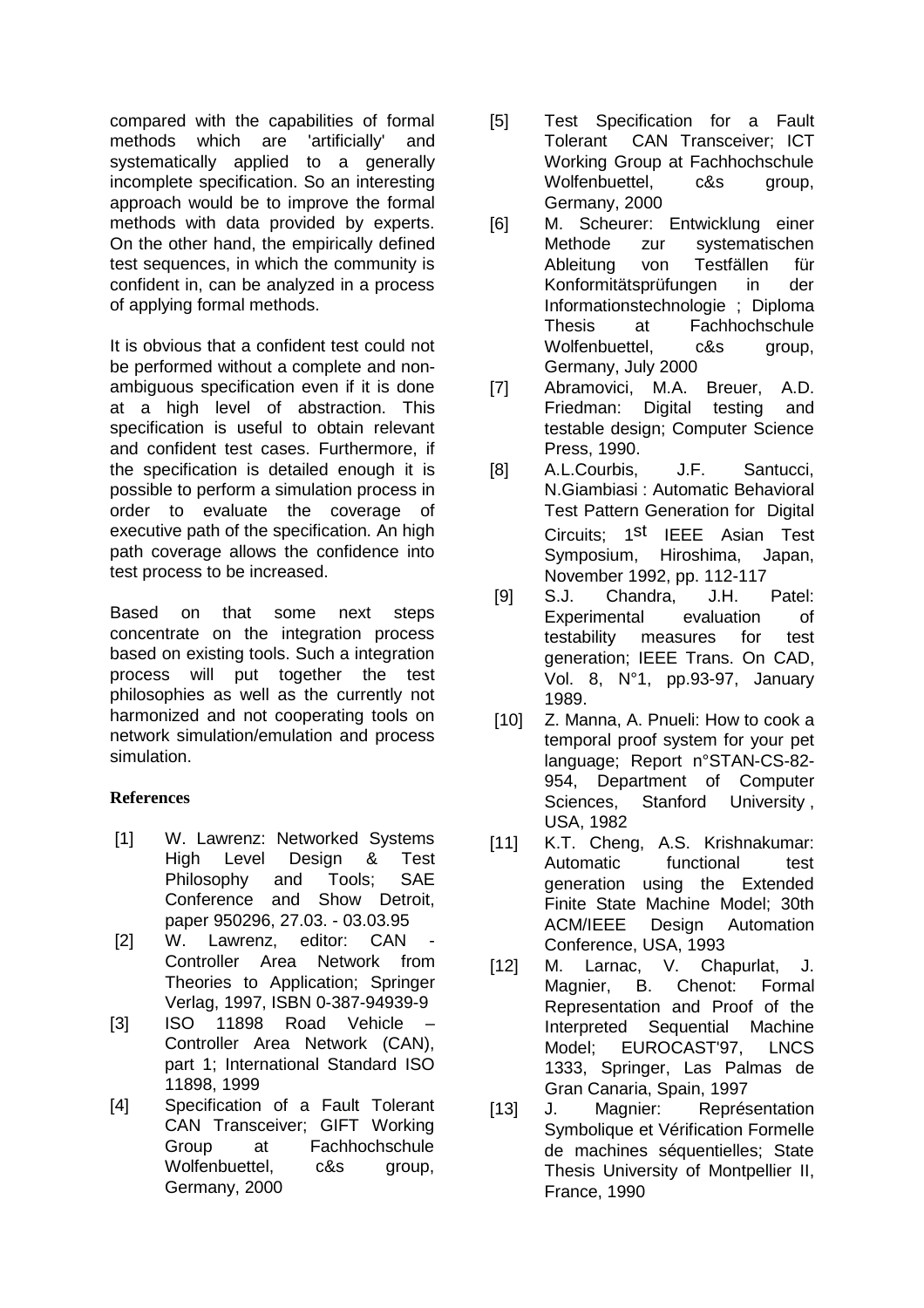compared with the capabilities of formal methods which are 'artificially' and systematically applied to a generally incomplete specification. So an interesting approach would be to improve the formal methods with data provided by experts. On the other hand, the empirically defined test sequences, in which the community is confident in, can be analyzed in a process of applying formal methods.

It is obvious that a confident test could not be performed without a complete and non-ambiguous specification even if it is done at a high level of abstraction. This specification is useful to obtain relevant and confident test cases. Furthermore, if the specification is detailed enough it is possible to perform a simulation process in order to evaluate the coverage of executive path of the specification. An high path coverage allows the confidence into test process to be increased.

Based on that some next steps concentrate on the integration process based on existing tools. Such a integration process will put together the test philosophies as well as the currently not harmonized and not cooperating tools on network simulation/emulation and process simulation.

## References

[1] W. Lawrenz: Networked Systems High Level Design & Test Philosophy and Tools; SAE Conference and Show Detroit, paper 950296, 27.03. - 03.03.95

[2] W. Lawrenz, editor: CAN - Controller Area Network from Theories to Application; Springer Verlag, 1997, ISBN 0-387-94939-9

[3] ISO 11898 Road Vehicle – Controller Area Network (CAN), part 1; International Standard ISO 11898, 1999

[4] Specification of a Fault Tolerant CAN Transceiver; GIFT Working Group at Fachhochschule Wolfenbuettel, c&s group, Germany, 2000

[5] Test Specification for a Fault Tolerant CAN Transceiver; ICT Working Group at Fachhochschule Wolfenbuettel, c&s group, Germany, 2000

[6] M. Scheurer: Entwicklung einer Methode zur systematischen Ableitung von Testfällen für Konformitätsprüfungen in der Informationstechnologie ; Diploma Thesis at Fachhochschule Wolfenbuettel, c&s group, Germany, July 2000

[7] Abramovici, M.A. Breuer, A.D. Friedman: Digital testing and testable design; Computer Science Press, 1990.

[8] A.L.Courbis, J.F. Santucci, N.Giambiasi : Automatic Behavioral Test Pattern Generation for Digital Circuits; 1st IEEE Asian Test Symposium, Hiroshima, Japan, November 1992, pp. 112-117

[9] S.J. Chandra, J.H. Patel: Experimental evaluation of testability measures for test generation; IEEE Trans. On CAD, Vol. 8, N°1, pp.93-97, January 1989.

[10] Z. Manna, A. Pnueli: How to cook a temporal proof system for your pet language; Report n°STAN-CS-82-954, Department of Computer Sciences, Stanford University , USA, 1982

[11] K.T. Cheng, A.S. Krishnakumar: Automatic functional test generation using the Extended Finite State Machine Model; 30th ACM/IEEE Design Automation Conference, USA, 1993

[12] M. Larnac, V. Chapurlat, J. Magnier, B. Chenot: Formal Representation and Proof of the Interpreted Sequential Machine Model; EUROCAST'97, LNCS 1333, Springer, Las Palmas de Gran Canaria, Spain, 1997

[13] J. Magnier: Représentation Symbolique et Vérification Formelle de machines séquentielles; State Thesis University of Montpellier II, France, 1990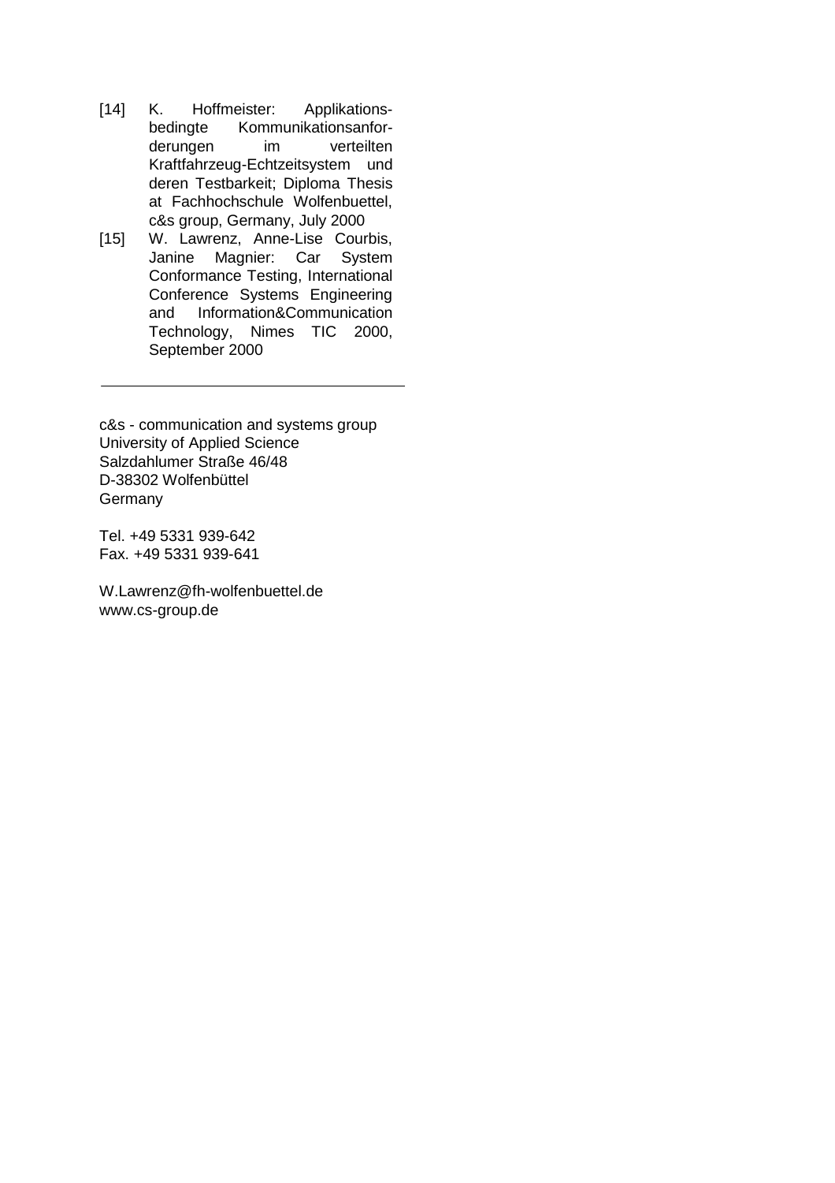[14] K. Hoffmeister: Applikationsbedingte Kommunikationsanforderungen im verteilten Kraftfahrzeug-Echtzeitsystem und deren Testbarkeit; Diploma Thesis at Fachhochschule Wolfenbuettel, c&s group, Germany, July 2000

[15] W. Lawrenz, Anne-Lise Courbis, Janine Magnier: Car System Conformance Testing, International Conference Systems Engineering and Information&Communication Technology, Nimes TIC 2000, September 2000

---

c&s - communication and systems group
University of Applied Science
Salzdahlumer Straße 46/48
D-38302 Wolfenbüttel
Germany

Tel. +49 5331 939-642
Fax. +49 5331 939-641

W.Lawrenz@fh-wolfenbuettel.de
www.cs-group.de